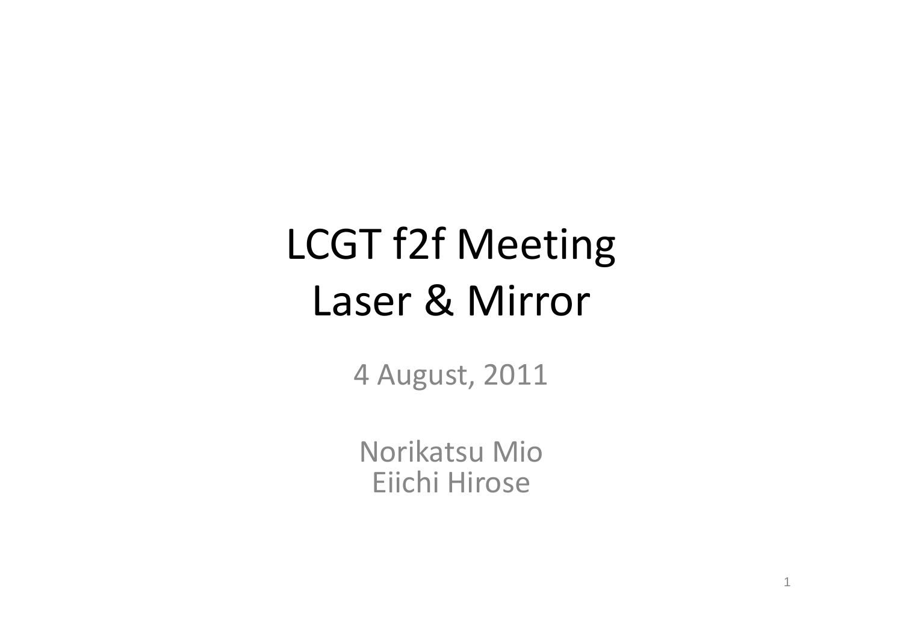# LCGT f2f Meeting
# Laser & Mirror

4 August, 2011

Norikatsu Mio
Eiichi Hirose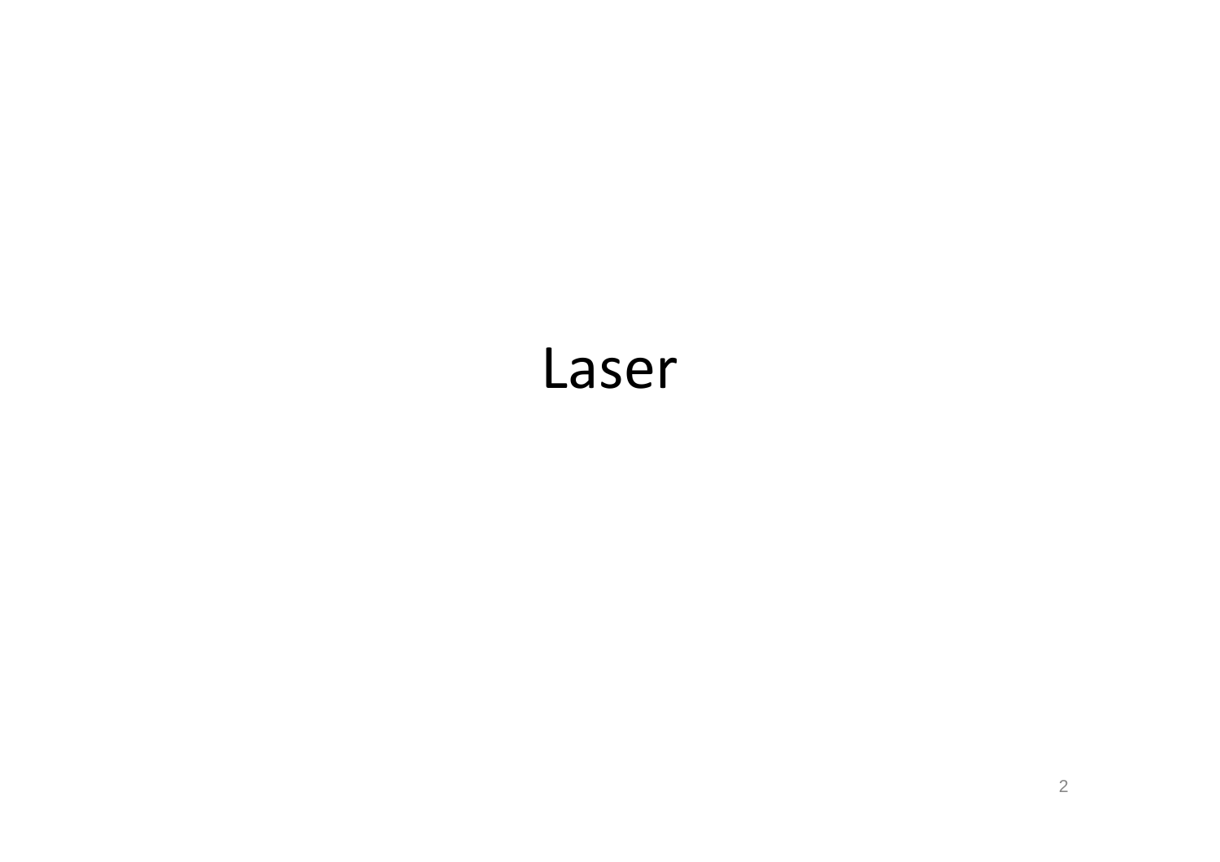# Laser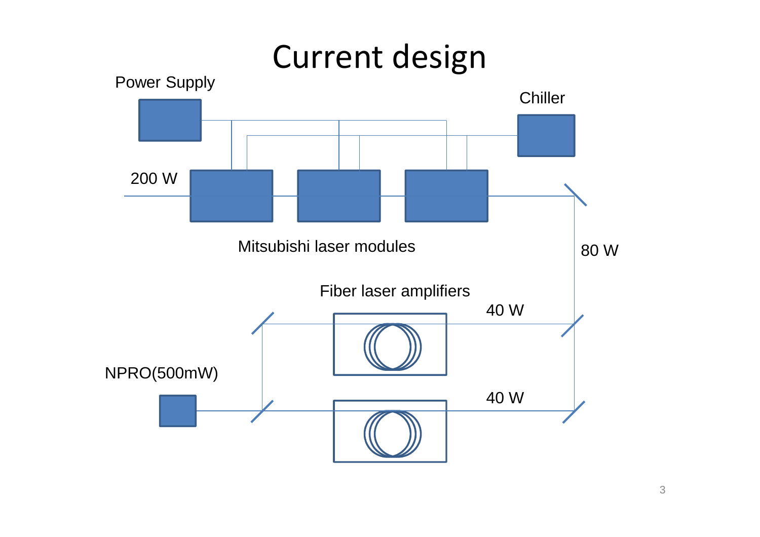# Current design

Power Supply

Chiller

200 W

Mitsubishi laser modules

80 W

Fiber laser amplifiers

40 W

NPRO(500mW)

40 W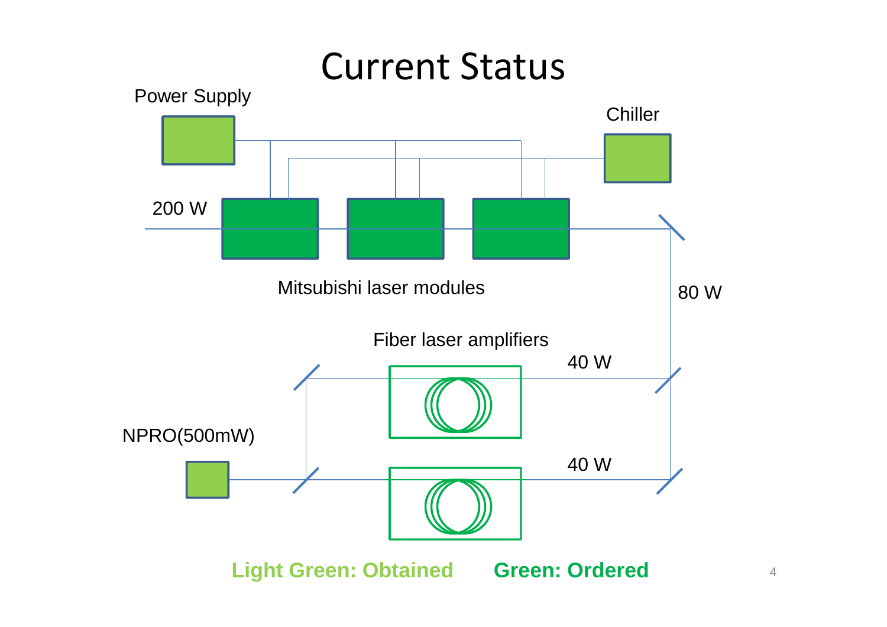# Current Status

Power Supply

Chiller

200 W

Mitsubishi laser modules

80 W

Fiber laser amplifiers

40 W

NPRO(500mW)

40 W

**Light Green: Obtained** **Green: Ordered**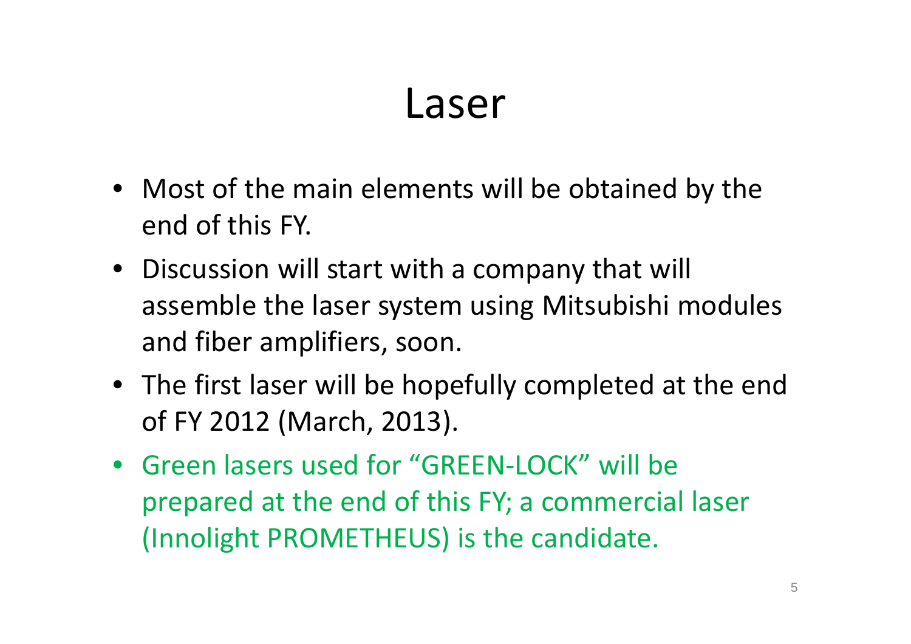# Laser

- Most of the main elements will be obtained by the end of this FY.
- Discussion will start with a company that will assemble the laser system using Mitsubishi modules and fiber amplifiers, soon.
- The first laser will be hopefully completed at the end of FY 2012 (March, 2013).
- Green lasers used for “GREEN-LOCK” will be prepared at the end of this FY; a commercial laser (Innolight PROMETHEUS) is the candidate.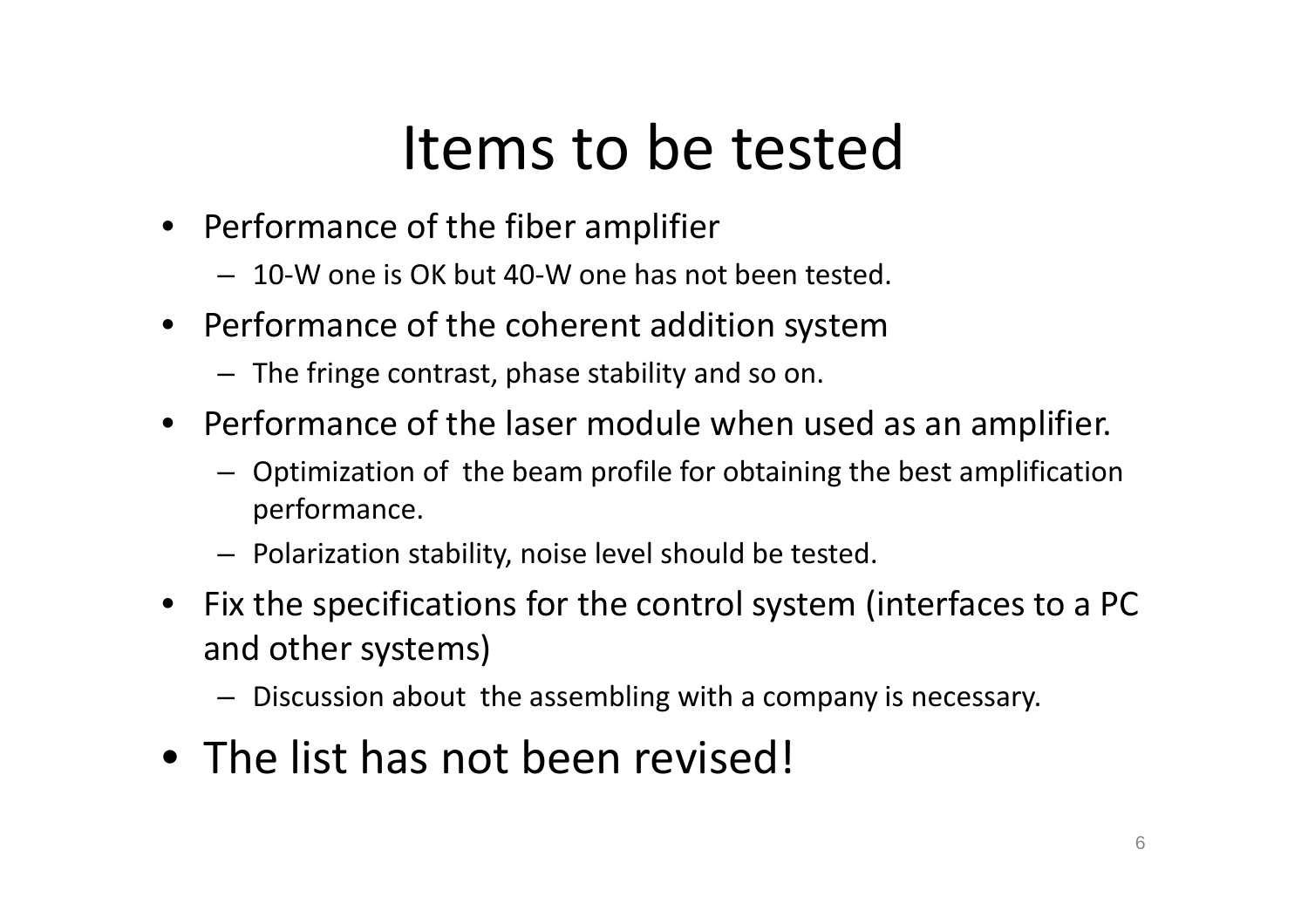# Items to be tested

- Performance of the fiber amplifier
  - 10-W one is OK but 40-W one has not been tested.
- Performance of the coherent addition system
  - The fringe contrast, phase stability and so on.
- Performance of the laser module when used as an amplifier.
  - Optimization of the beam profile for obtaining the best amplification performance.
  - Polarization stability, noise level should be tested.
- Fix the specifications for the control system (interfaces to a PC and other systems)
  - Discussion about the assembling with a company is necessary.
- The list has not been revised!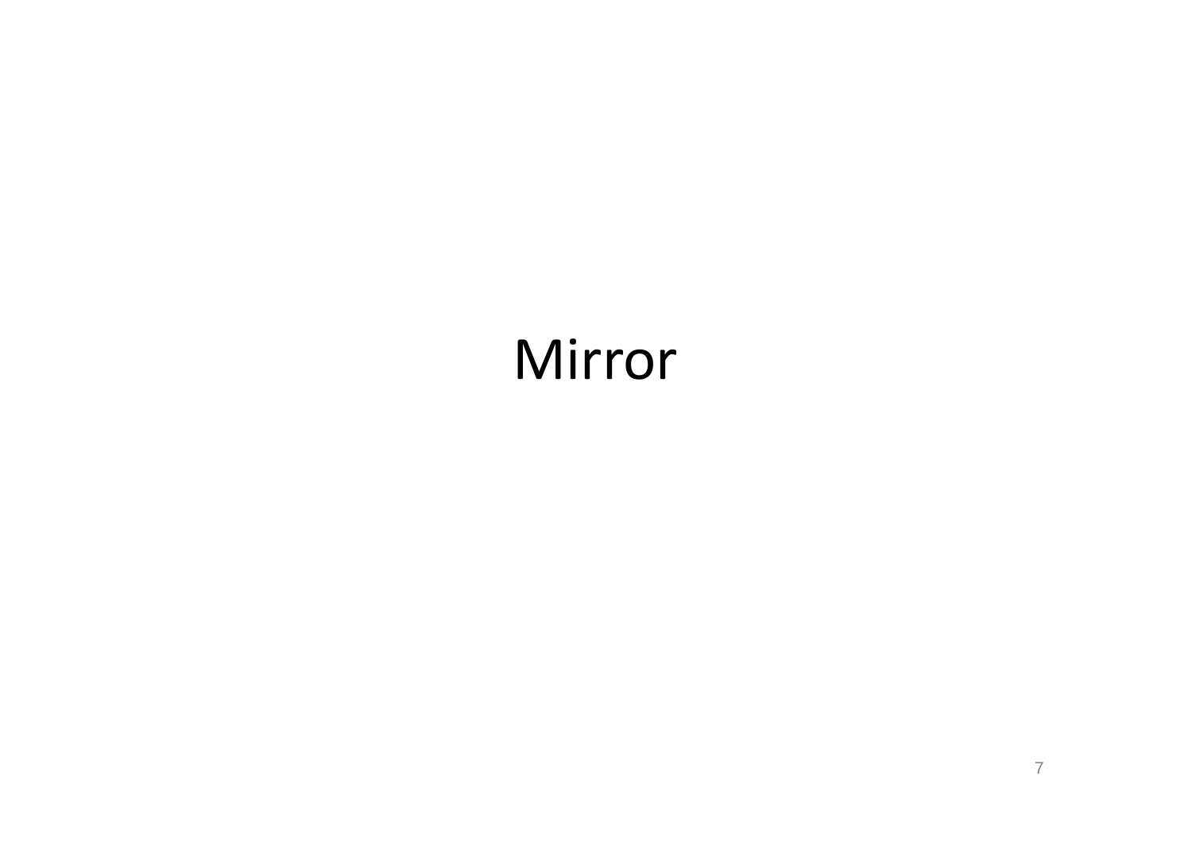# Mirror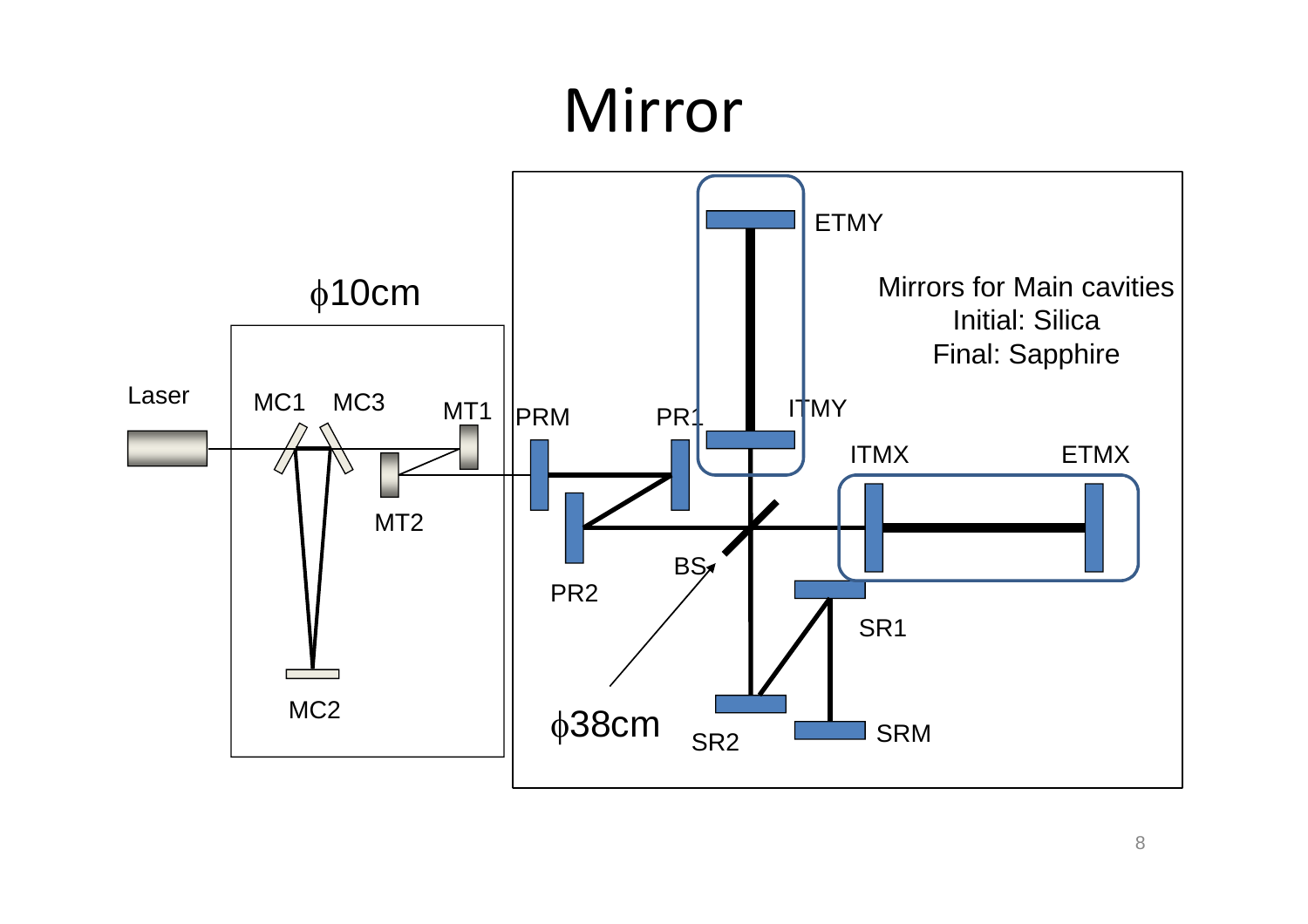# Mirror

$\phi$10cm

Laser

MC1 MC3

MT1

MT2

MC2

PRM PR1

PR2

ETMY

ITMY

ITMX ETMX

BS

SR1

SR2 SRM

$\phi$38cm

Mirrors for Main cavities
Initial: Silica
Final: Sapphire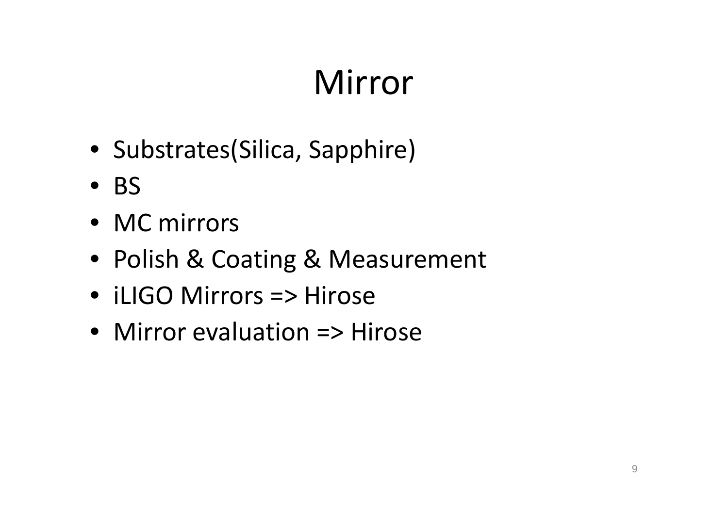# Mirror

- Substrates(Silica, Sapphire)
- BS
- MC mirrors
- Polish & Coating & Measurement
- iLIGO Mirrors => Hirose
- Mirror evaluation => Hirose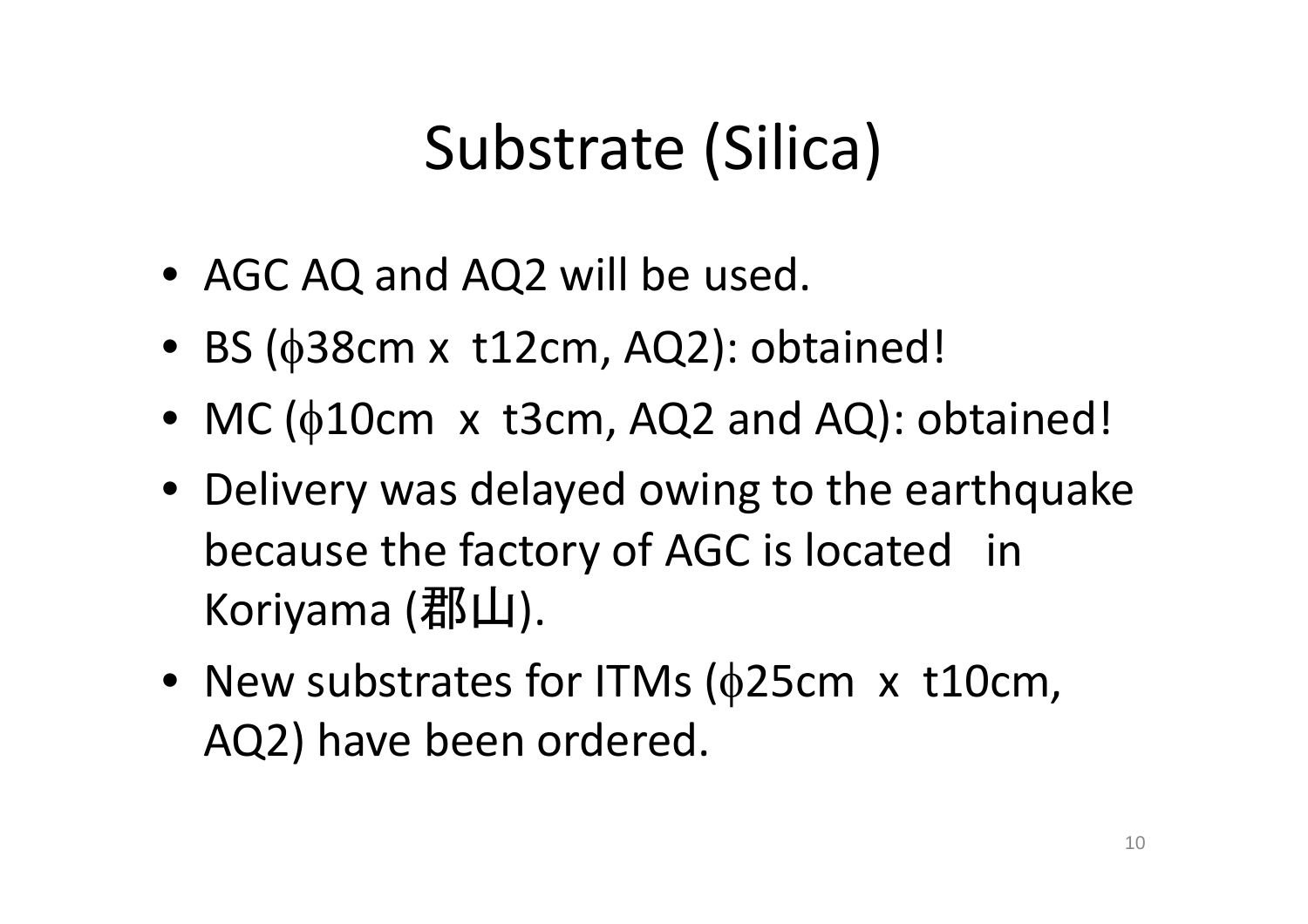# Substrate (Silica)

- AGC AQ and AQ2 will be used.
- BS ($\phi$38cm x t12cm, AQ2): obtained!
- MC ($\phi$10cm x t3cm, AQ2 and AQ): obtained!
- Delivery was delayed owing to the earthquake because the factory of AGC is located in Koriyama (郡山).
- New substrates for ITMs ($\phi$25cm x t10cm, AQ2) have been ordered.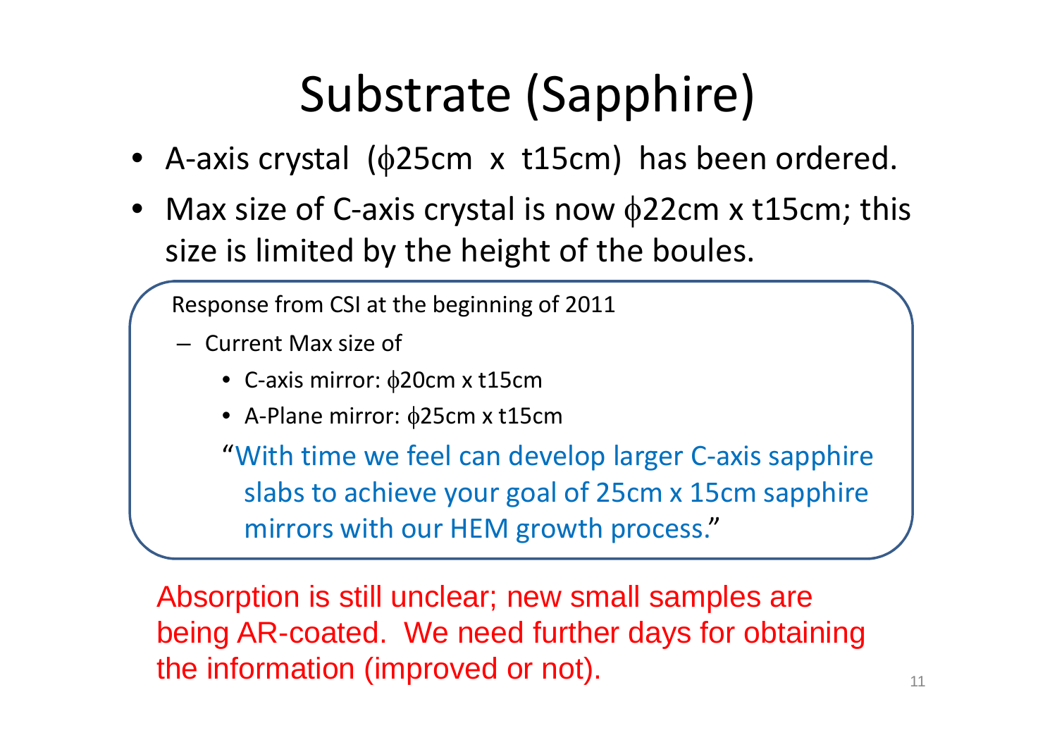# Substrate (Sapphire)

- A-axis crystal ($\phi$25cm x t15cm) has been ordered.
- Max size of C-axis crystal is now $\phi$22cm x t15cm; this size is limited by the height of the boules.

Response from CSI at the beginning of 2011

- Current Max size of
  - C-axis mirror: $\phi$20cm x t15cm
  - A-Plane mirror: $\phi$25cm x t15cm

  "With time we feel can develop larger C-axis sapphire slabs to achieve your goal of 25cm x 15cm sapphire mirrors with our HEM growth process."

Absorption is still unclear; new small samples are being AR-coated. We need further days for obtaining the information (improved or not).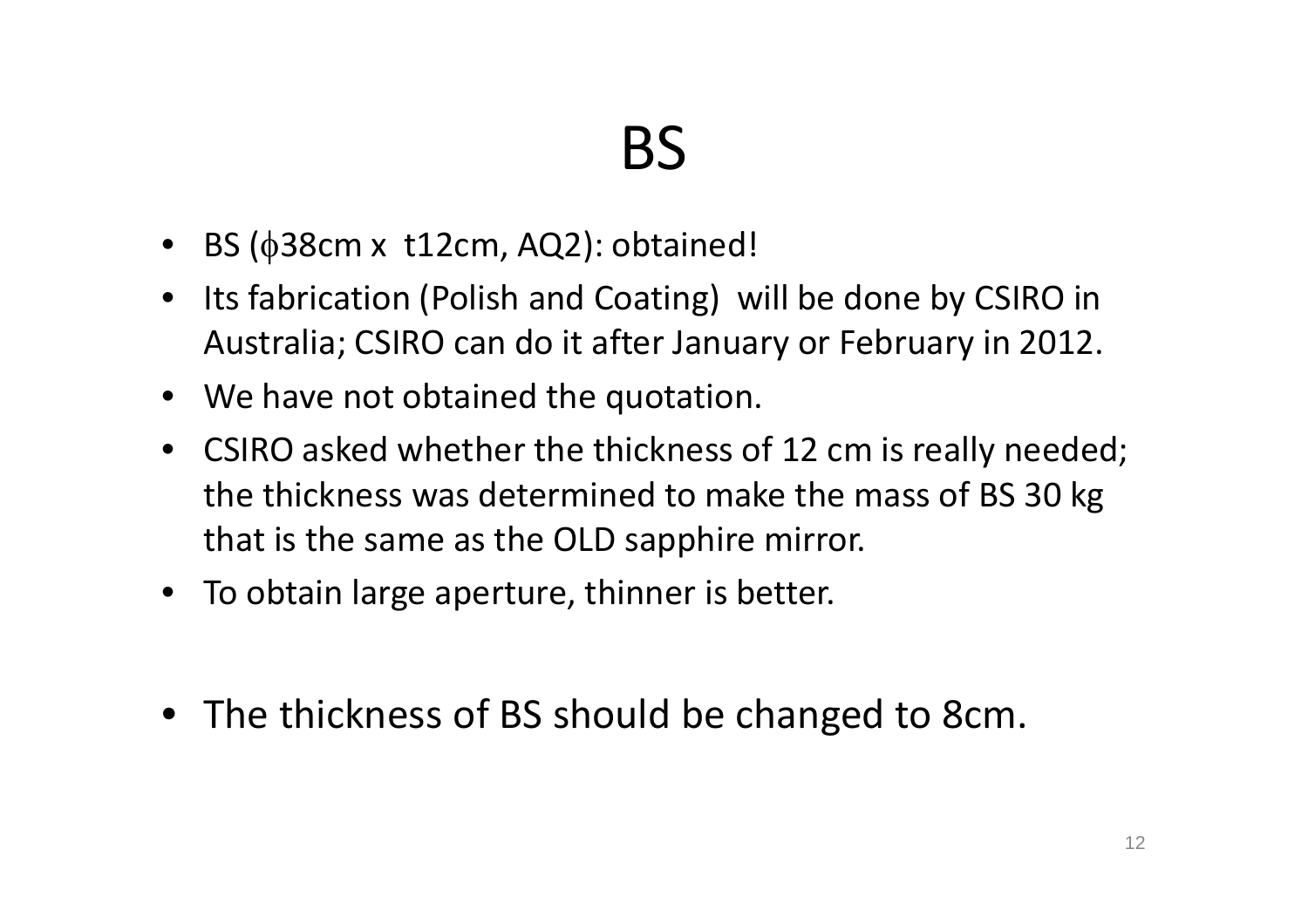# BS

- BS ($\phi$38cm x  t12cm, AQ2): obtained!
- Its fabrication (Polish and Coating)  will be done by CSIRO in Australia; CSIRO can do it after January or February in 2012.
- We have not obtained the quotation.
- CSIRO asked whether the thickness of 12 cm is really needed; the thickness was determined to make the mass of BS 30 kg that is the same as the OLD sapphire mirror.
- To obtain large aperture, thinner is better.

- The thickness of BS should be changed to 8cm.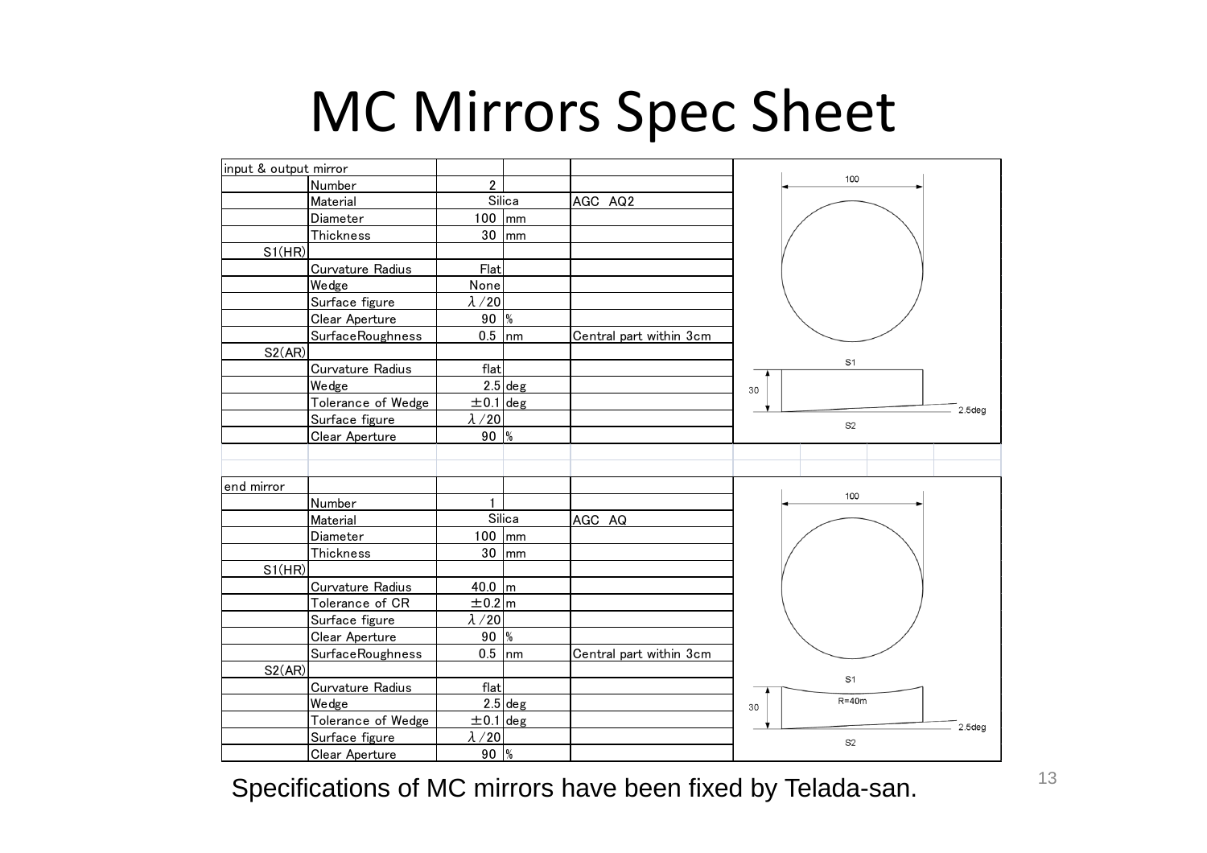# MC Mirrors Spec Sheet

| input & output mirror | | | | |
|---|---|---|---|---|
| | Number | 2 | | |
| | Material | Silica | | AGC AQ2 |
| | Diameter | 100 | mm | |
| | Thickness | 30 | mm | |
| S1(HR) | | | | |
| | Curvature Radius | Flat | | |
| | Wedge | None | | |
| | Surface figure | $\lambda/20$ | | |
| | Clear Aperture | 90 | % | |
| | SurfaceRoughness | 0.5 | nm | Central part within 3cm |
| S2(AR) | | | | |
| | Curvature Radius | flat | | |
| | Wedge | 2.5 | deg | |
| | Tolerance of Wedge | ±0.1 | deg | |
| | Surface figure | $\lambda/20$ | | |
| | Clear Aperture | 90 | % | |

| end mirror | | | | |
|---|---|---|---|---|
| | Number | 1 | | |
| | Material | Silica | | AGC AQ |
| | Diameter | 100 | mm | |
| | Thickness | 30 | mm | |
| S1(HR) | | | | |
| | Curvature Radius | 40.0 | m | |
| | Tolerance of CR | ±0.2 | m | |
| | Surface figure | $\lambda/20$ | | |
| | Clear Aperture | 90 | % | |
| | SurfaceRoughness | 0.5 | nm | Central part within 3cm |
| S2(AR) | | | | |
| | Curvature Radius | flat | | |
| | Wedge | 2.5 | deg | |
| | Tolerance of Wedge | ±0.1 | deg | |
| | Surface figure | $\lambda/20$ | | |
| | Clear Aperture | 90 | % | |

Specifications of MC mirrors have been fixed by Telada-san.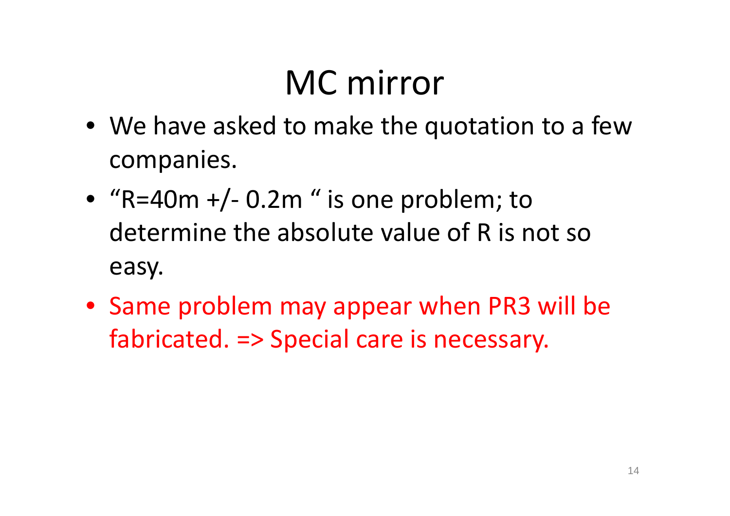# MC mirror

- We have asked to make the quotation to a few companies.
- “R=40m +/- 0.2m “ is one problem; to determine the absolute value of R is not so easy.
- Same problem may appear when PR3 will be fabricated. => Special care is necessary.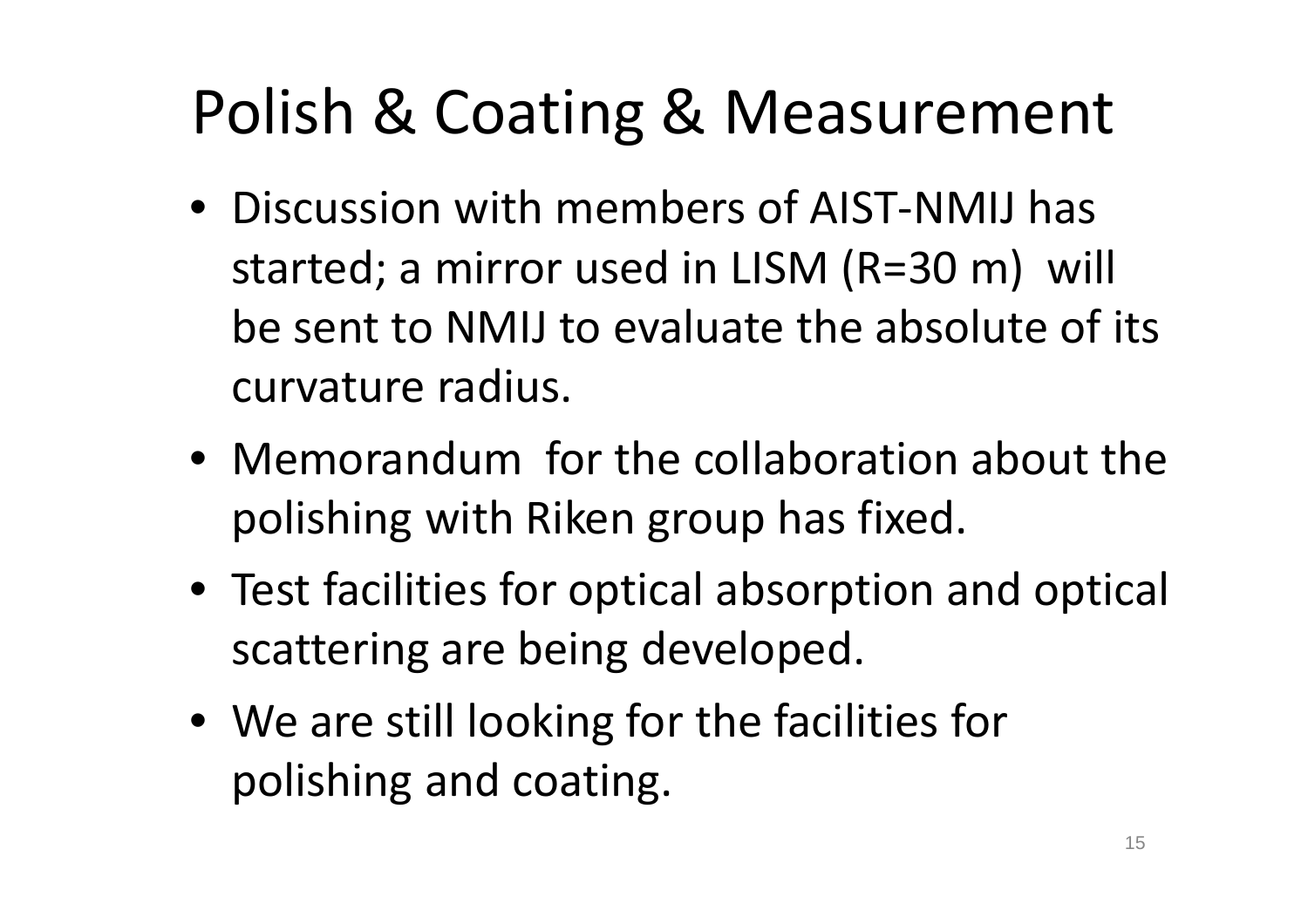# Polish & Coating & Measurement

- Discussion with members of AIST-NMIJ has started; a mirror used in LISM (R=30 m) will be sent to NMIJ to evaluate the absolute of its curvature radius.
- Memorandum for the collaboration about the polishing with Riken group has fixed.
- Test facilities for optical absorption and optical scattering are being developed.
- We are still looking for the facilities for polishing and coating.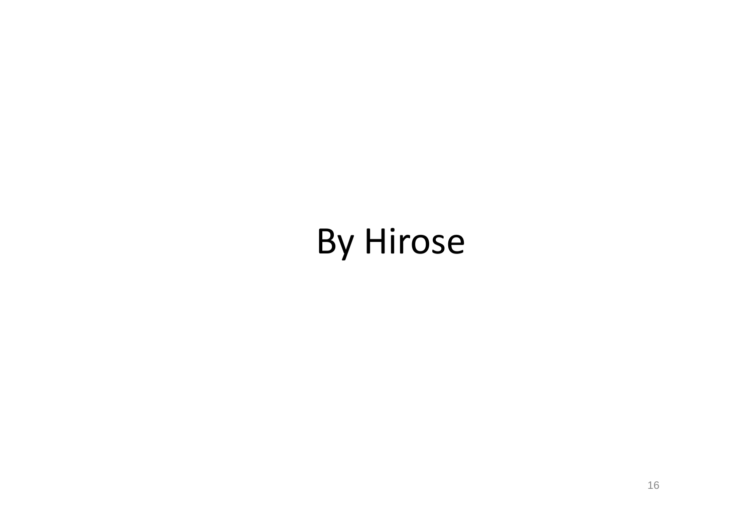By Hirose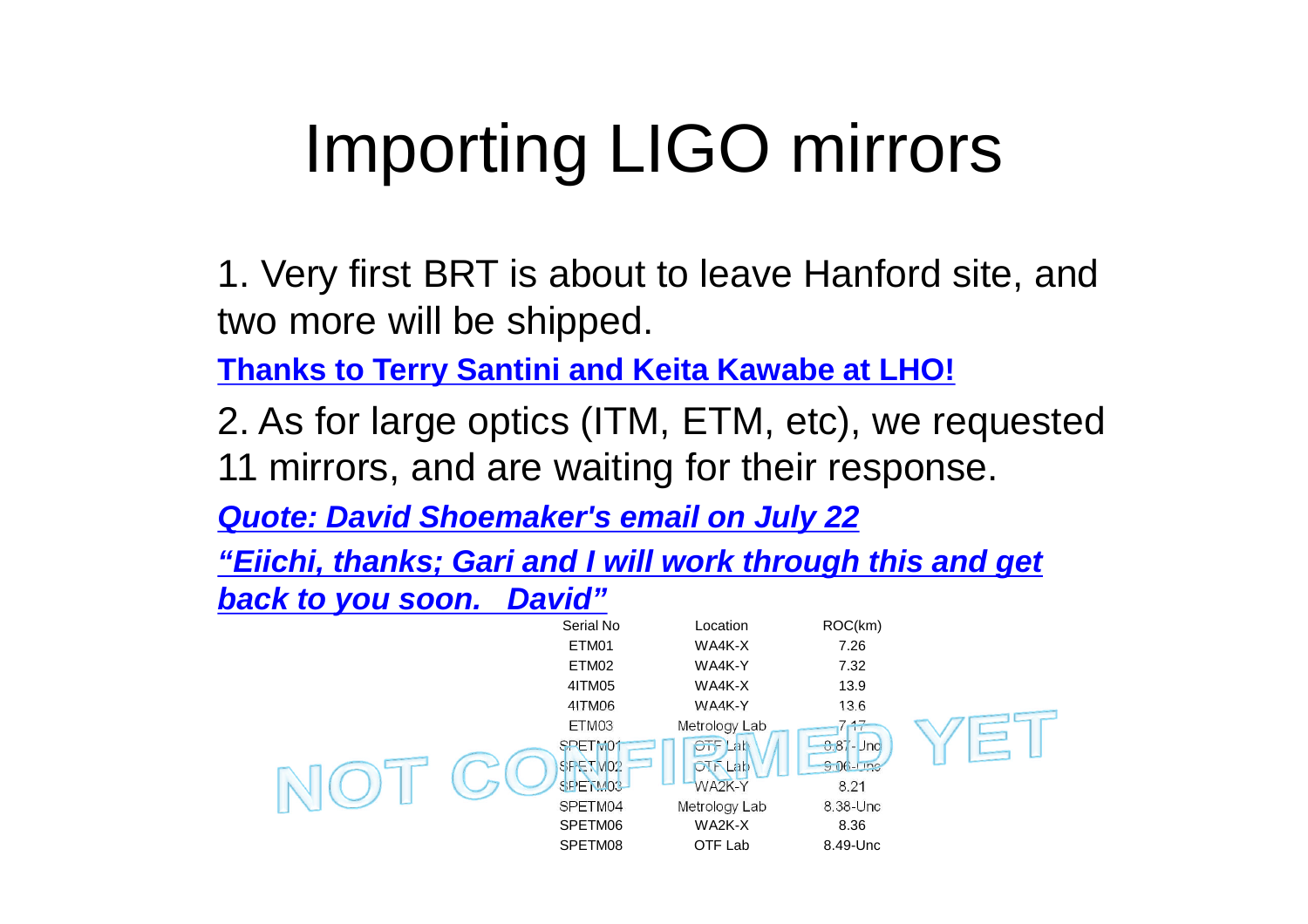# Importing LIGO mirrors

1. Very first BRT is about to leave Hanford site, and two more will be shipped.

**Thanks to Terry Santini and Keita Kawabe at LHO!**

2. As for large optics (ITM, ETM, etc), we requested 11 mirrors, and are waiting for their response.

***Quote: David Shoemaker's email on July 22***

***"Eiichi, thanks; Gari and I will work through this and get back to you soon.   David"***

| Serial No | Location | ROC(km) |
|---|---|---|
| ETM01 | WA4K-X | 7.26 |
| ETM02 | WA4K-Y | 7.32 |
| 4ITM05 | WA4K-X | 13.9 |
| 4ITM06 | WA4K-Y | 13.6 |
| ETM03 | Metrology Lab | 7.17 |
| SPETM01 | OTF Lab | 8.87-Unc |
| SPETM02 | OTF Lab | 9.06-Unc |
| SPETM03 | WA2K-Y | 8.21 |
| SPETM04 | Metrology Lab | 8.38-Unc |
| SPETM06 | WA2K-X | 8.36 |
| SPETM08 | OTF Lab | 8.49-Unc |

NOT CONFIRMED YET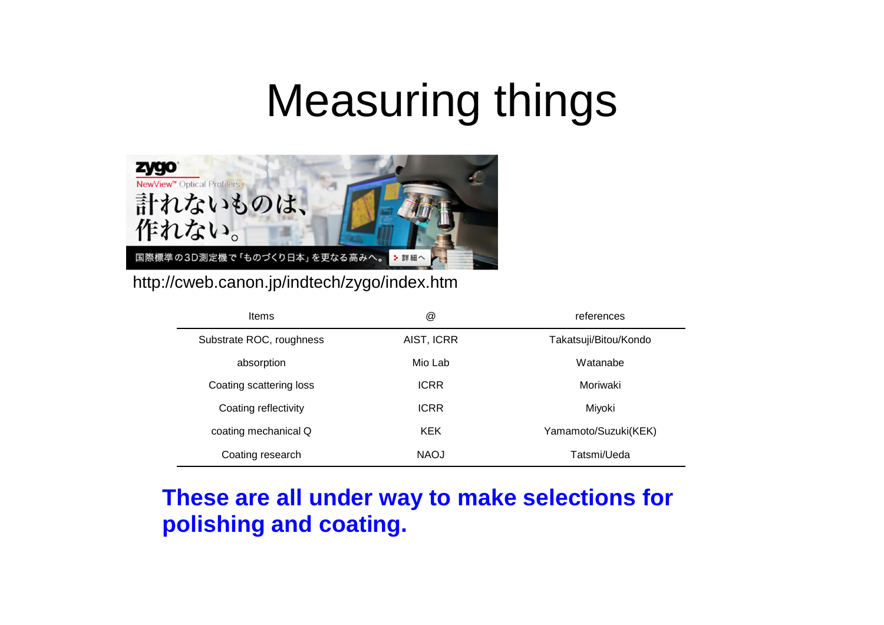# Measuring things

http://cweb.canon.jp/indtech/zygo/index.htm

| Items | @ | references |
|---|---|---|
| Substrate ROC, roughness | AIST, ICRR | Takatsuji/Bitou/Kondo |
| absorption | Mio Lab | Watanabe |
| Coating scattering loss | ICRR | Moriwaki |
| Coating reflectivity | ICRR | Miyoki |
| coating mechanical Q | KEK | Yamamoto/Suzuki(KEK) |
| Coating research | NAOJ | Tatsmi/Ueda |

**These are all under way to make selections for polishing and coating.**